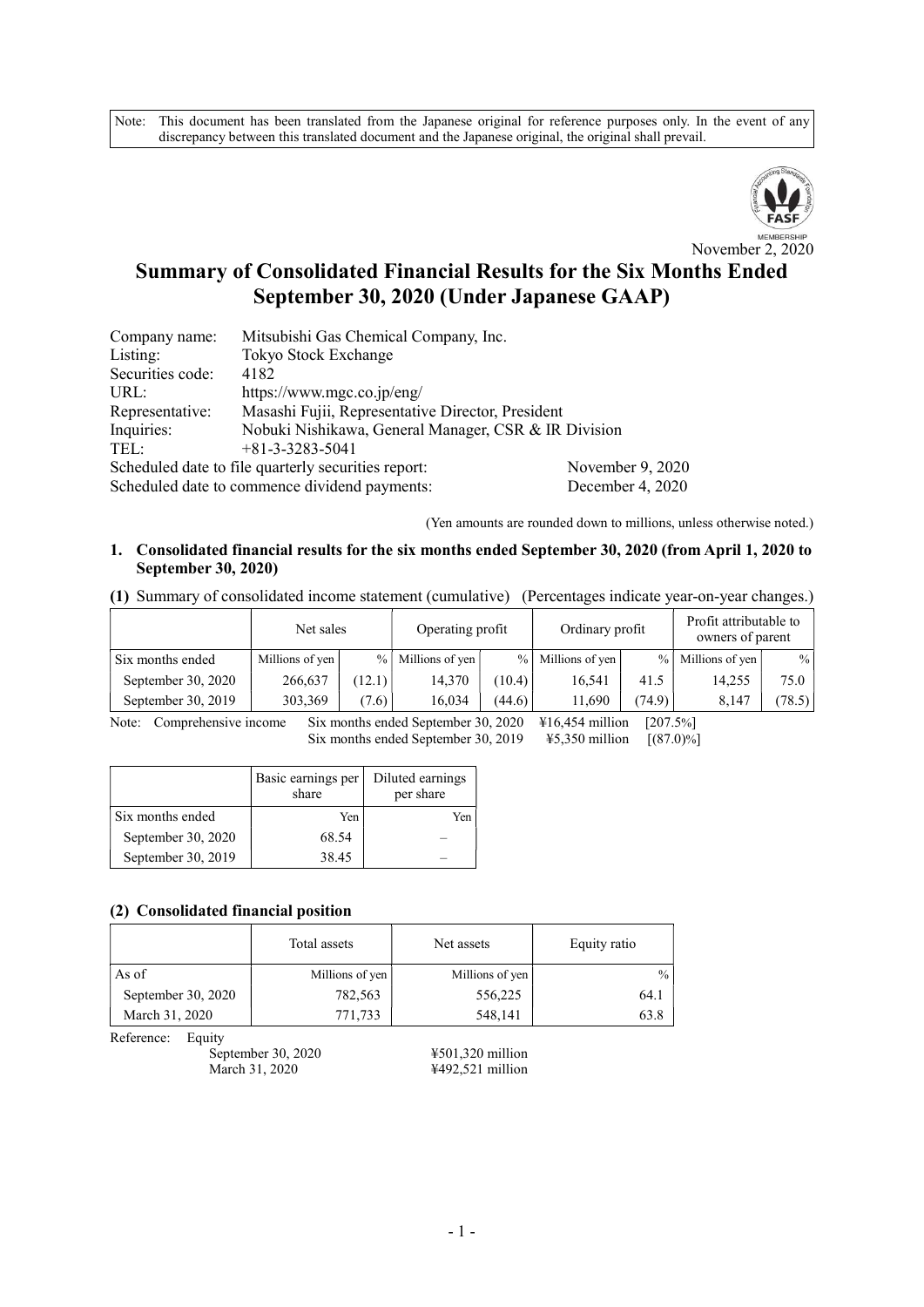Note: This document has been translated from the Japanese original for reference purposes only. In the event of any discrepancy between this translated document and the Japanese original, the original shall prevail.

November 2, 2020

# Summary of Consolidated Financial Results for the Six Months Ended September 30, 2020 (Under Japanese GAAP)

| | | |
|---|---|---|
| Company name: | Mitsubishi Gas Chemical Company, Inc. | |
| Listing: | Tokyo Stock Exchange | |
| Securities code: | 4182 | |
| URL: | https://www.mgc.co.jp/eng/ | |
| Representative: | Masashi Fujii, Representative Director, President | |
| Inquiries: | Nobuki Nishikawa, General Manager, CSR & IR Division | |
| TEL: | +81-3-3283-5041 | |
| Scheduled date to file quarterly securities report: | | November 9, 2020 |
| Scheduled date to commence dividend payments: | | December 4, 2020 |

(Yen amounts are rounded down to millions, unless otherwise noted.)

## 1. Consolidated financial results for the six months ended September 30, 2020 (from April 1, 2020 to September 30, 2020)

**(1)** Summary of consolidated income statement (cumulative) (Percentages indicate year-on-year changes.)

| | Net sales | | Operating profit | | Ordinary profit | | Profit attributable to owners of parent | |
|---|---|---|---|---|---|---|---|---|
| Six months ended | Millions of yen | % | Millions of yen | % | Millions of yen | % | Millions of yen | % |
| September 30, 2020 | 266,637 | (12.1) | 14,370 | (10.4) | 16,541 | 41.5 | 14,255 | 75.0 |
| September 30, 2019 | 303,369 | (7.6) | 16,034 | (44.6) | 11,690 | (74.9) | 8,147 | (78.5) |

Note: Comprehensive income Six months ended September 30, 2020 ¥16,454 million [207.5%]
Six months ended September 30, 2019 ¥5,350 million [(87.0)%]

| | Basic earnings per share | Diluted earnings per share |
|---|---|---|
| Six months ended | Yen | Yen |
| September 30, 2020 | 68.54 | – |
| September 30, 2019 | 38.45 | – |

### (2) Consolidated financial position

| | Total assets | Net assets | Equity ratio |
|---|---|---|---|
| As of | Millions of yen | Millions of yen | % |
| September 30, 2020 | 782,563 | 556,225 | 64.1 |
| March 31, 2020 | 771,733 | 548,141 | 63.8 |

Reference: Equity
September 30, 2020 ¥501,320 million
March 31, 2020 ¥492,521 million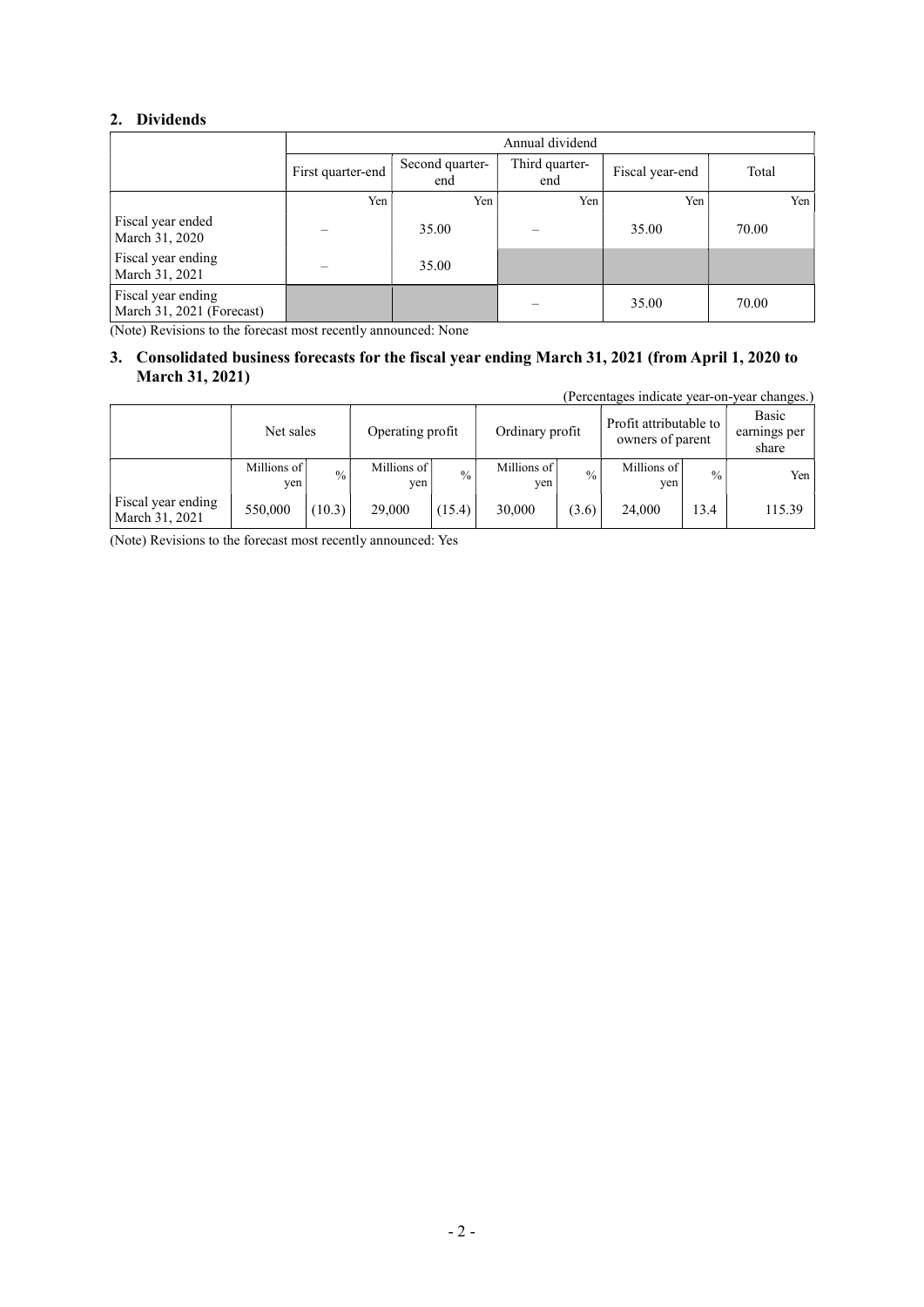## 2. Dividends

| | Annual dividend | | | | |
|---|---|---|---|---|---|
| | First quarter-end | Second quarter-end | Third quarter-end | Fiscal year-end | Total |
| | Yen | Yen | Yen | Yen | Yen |
| Fiscal year ended March 31, 2020 | – | 35.00 | – | 35.00 | 70.00 |
| Fiscal year ending March 31, 2021 | – | 35.00 | | | |
| Fiscal year ending March 31, 2021 (Forecast) | | | – | 35.00 | 70.00 |

(Note) Revisions to the forecast most recently announced: None

## 3. Consolidated business forecasts for the fiscal year ending March 31, 2021 (from April 1, 2020 to March 31, 2021)

(Percentages indicate year-on-year changes.)

| | Net sales | | Operating profit | | Ordinary profit | | Profit attributable to owners of parent | | Basic earnings per share |
|---|---|---|---|---|---|---|---|---|---|
| | Millions of yen | % | Millions of yen | % | Millions of yen | % | Millions of yen | % | Yen |
| Fiscal year ending March 31, 2021 | 550,000 | (10.3) | 29,000 | (15.4) | 30,000 | (3.6) | 24,000 | 13.4 | 115.39 |

(Note) Revisions to the forecast most recently announced: Yes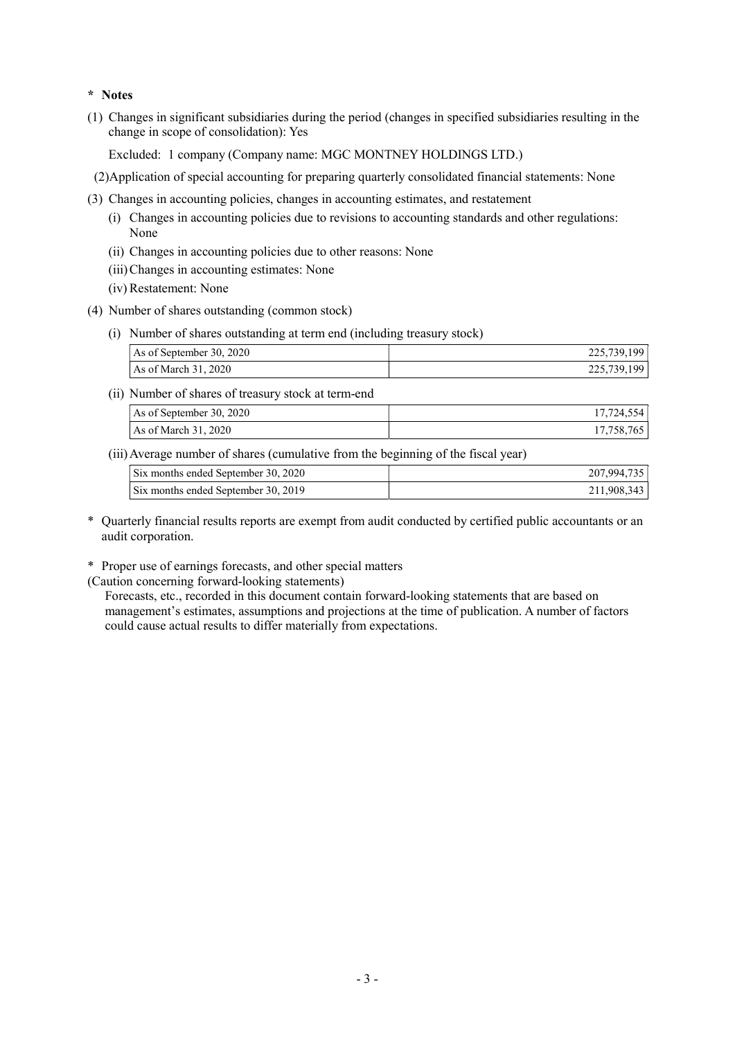**\* Notes**

(1) Changes in significant subsidiaries during the period (changes in specified subsidiaries resulting in the change in scope of consolidation): Yes

Excluded: 1 company (Company name: MGC MONTNEY HOLDINGS LTD.)

(2) Application of special accounting for preparing quarterly consolidated financial statements: None

(3) Changes in accounting policies, changes in accounting estimates, and restatement

(i) Changes in accounting policies due to revisions to accounting standards and other regulations: None

(ii) Changes in accounting policies due to other reasons: None

(iii) Changes in accounting estimates: None

(iv) Restatement: None

(4) Number of shares outstanding (common stock)

(i) Number of shares outstanding at term end (including treasury stock)

| | |
|---|---|
| As of September 30, 2020 | 225,739,199 |
| As of March 31, 2020 | 225,739,199 |

(ii) Number of shares of treasury stock at term-end

| | |
|---|---|
| As of September 30, 2020 | 17,724,554 |
| As of March 31, 2020 | 17,758,765 |

(iii) Average number of shares (cumulative from the beginning of the fiscal year)

| | |
|---|---|
| Six months ended September 30, 2020 | 207,994,735 |
| Six months ended September 30, 2019 | 211,908,343 |

\* Quarterly financial results reports are exempt from audit conducted by certified public accountants or an audit corporation.

\* Proper use of earnings forecasts, and other special matters

(Caution concerning forward-looking statements)

Forecasts, etc., recorded in this document contain forward-looking statements that are based on management's estimates, assumptions and projections at the time of publication. A number of factors could cause actual results to differ materially from expectations.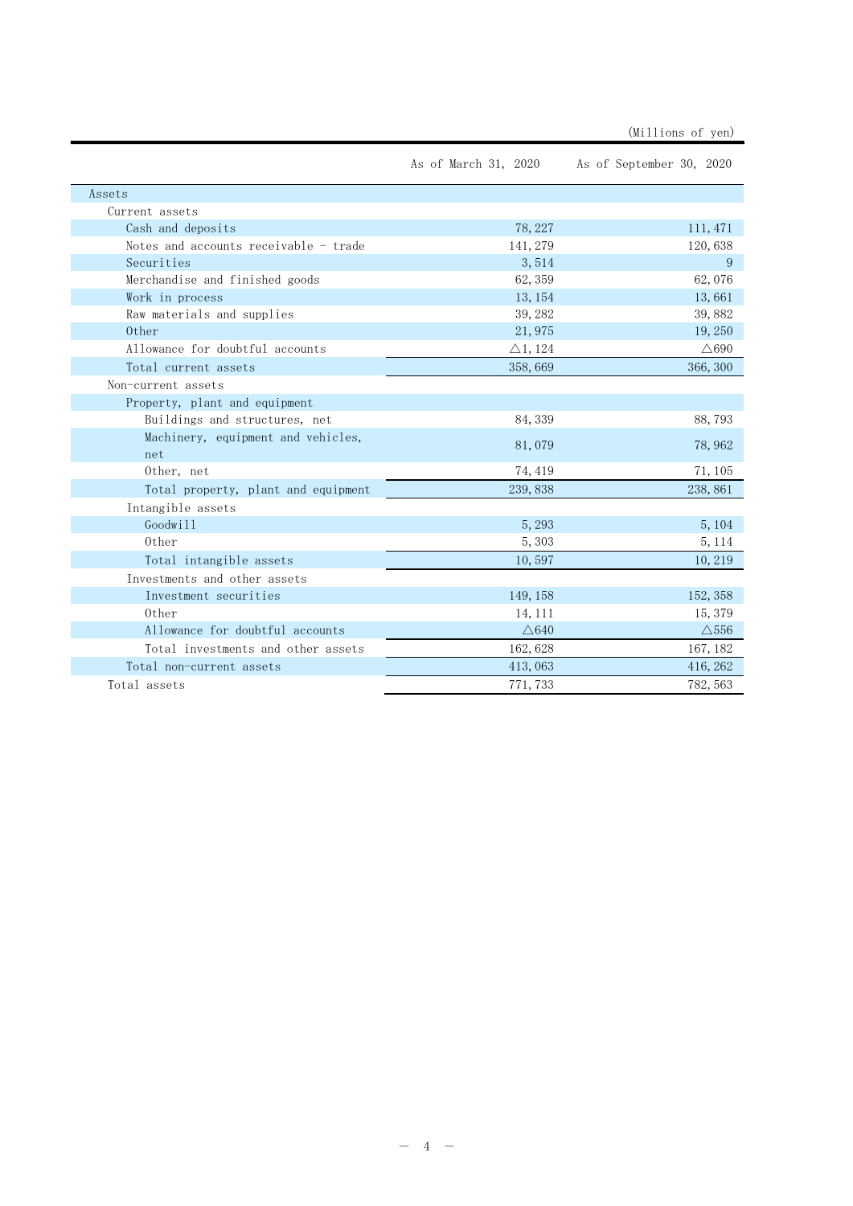(Millions of yen)

| | As of March 31, 2020 | As of September 30, 2020 |
|---|---|---|
| Assets | | |
| Current assets | | |
| Cash and deposits | 78,227 | 111,471 |
| Notes and accounts receivable - trade | 141,279 | 120,638 |
| Securities | 3,514 | 9 |
| Merchandise and finished goods | 62,359 | 62,076 |
| Work in process | 13,154 | 13,661 |
| Raw materials and supplies | 39,282 | 39,882 |
| Other | 21,975 | 19,250 |
| Allowance for doubtful accounts | △1,124 | △690 |
| Total current assets | 358,669 | 366,300 |
| Non-current assets | | |
| Property, plant and equipment | | |
| Buildings and structures, net | 84,339 | 88,793 |
| Machinery, equipment and vehicles, net | 81,079 | 78,962 |
| Other, net | 74,419 | 71,105 |
| Total property, plant and equipment | 239,838 | 238,861 |
| Intangible assets | | |
| Goodwill | 5,293 | 5,104 |
| Other | 5,303 | 5,114 |
| Total intangible assets | 10,597 | 10,219 |
| Investments and other assets | | |
| Investment securities | 149,158 | 152,358 |
| Other | 14,111 | 15,379 |
| Allowance for doubtful accounts | △640 | △556 |
| Total investments and other assets | 162,628 | 167,182 |
| Total non-current assets | 413,063 | 416,262 |
| Total assets | 771,733 | 782,563 |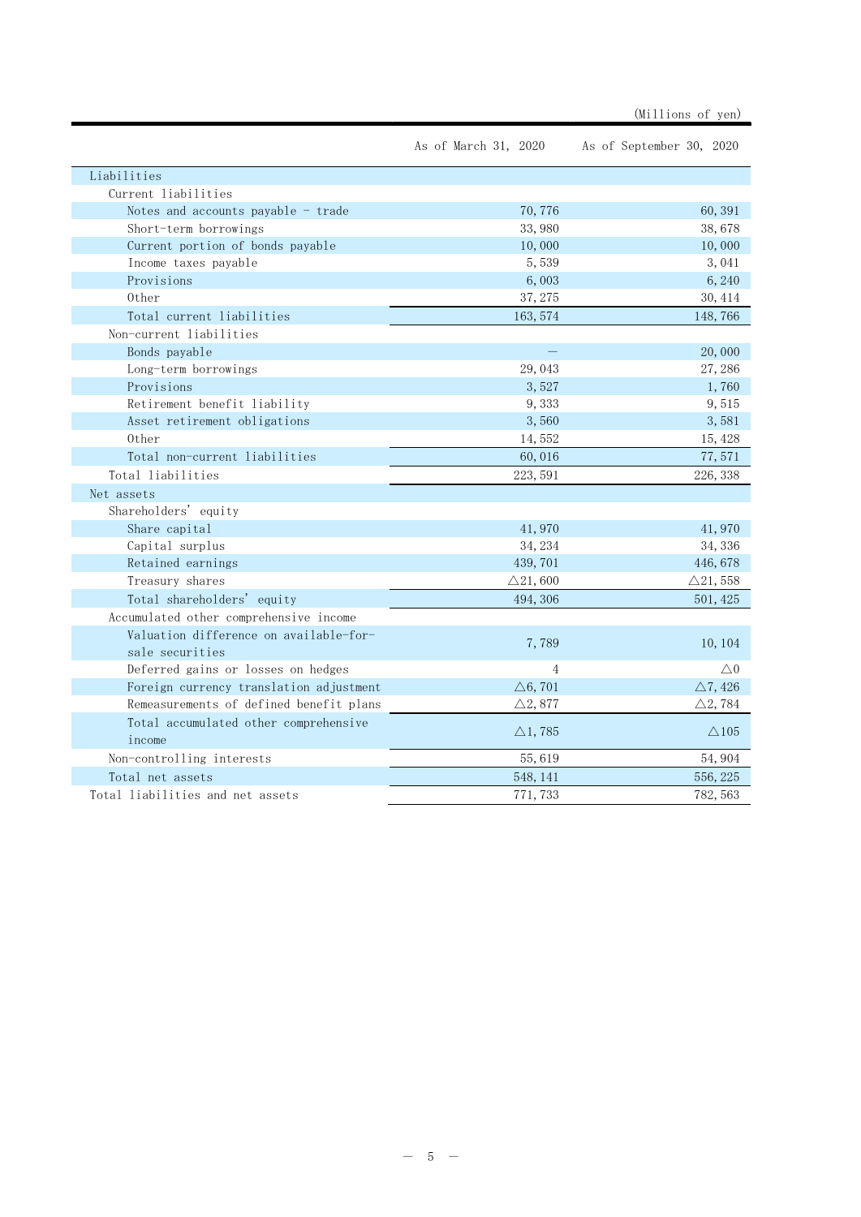(Millions of yen)

| | As of March 31, 2020 | As of September 30, 2020 |
|---|---|---|
| Liabilities | | |
| Current liabilities | | |
| Notes and accounts payable - trade | 70,776 | 60,391 |
| Short-term borrowings | 33,980 | 38,678 |
| Current portion of bonds payable | 10,000 | 10,000 |
| Income taxes payable | 5,539 | 3,041 |
| Provisions | 6,003 | 6,240 |
| Other | 37,275 | 30,414 |
| Total current liabilities | 163,574 | 148,766 |
| Non-current liabilities | | |
| Bonds payable | — | 20,000 |
| Long-term borrowings | 29,043 | 27,286 |
| Provisions | 3,527 | 1,760 |
| Retirement benefit liability | 9,333 | 9,515 |
| Asset retirement obligations | 3,560 | 3,581 |
| Other | 14,552 | 15,428 |
| Total non-current liabilities | 60,016 | 77,571 |
| Total liabilities | 223,591 | 226,338 |
| Net assets | | |
| Shareholders' equity | | |
| Share capital | 41,970 | 41,970 |
| Capital surplus | 34,234 | 34,336 |
| Retained earnings | 439,701 | 446,678 |
| Treasury shares | △21,600 | △21,558 |
| Total shareholders' equity | 494,306 | 501,425 |
| Accumulated other comprehensive income | | |
| Valuation difference on available-for-sale securities | 7,789 | 10,104 |
| Deferred gains or losses on hedges | 4 | △0 |
| Foreign currency translation adjustment | △6,701 | △7,426 |
| Remeasurements of defined benefit plans | △2,877 | △2,784 |
| Total accumulated other comprehensive income | △1,785 | △105 |
| Non-controlling interests | 55,619 | 54,904 |
| Total net assets | 548,141 | 556,225 |
| Total liabilities and net assets | 771,733 | 782,563 |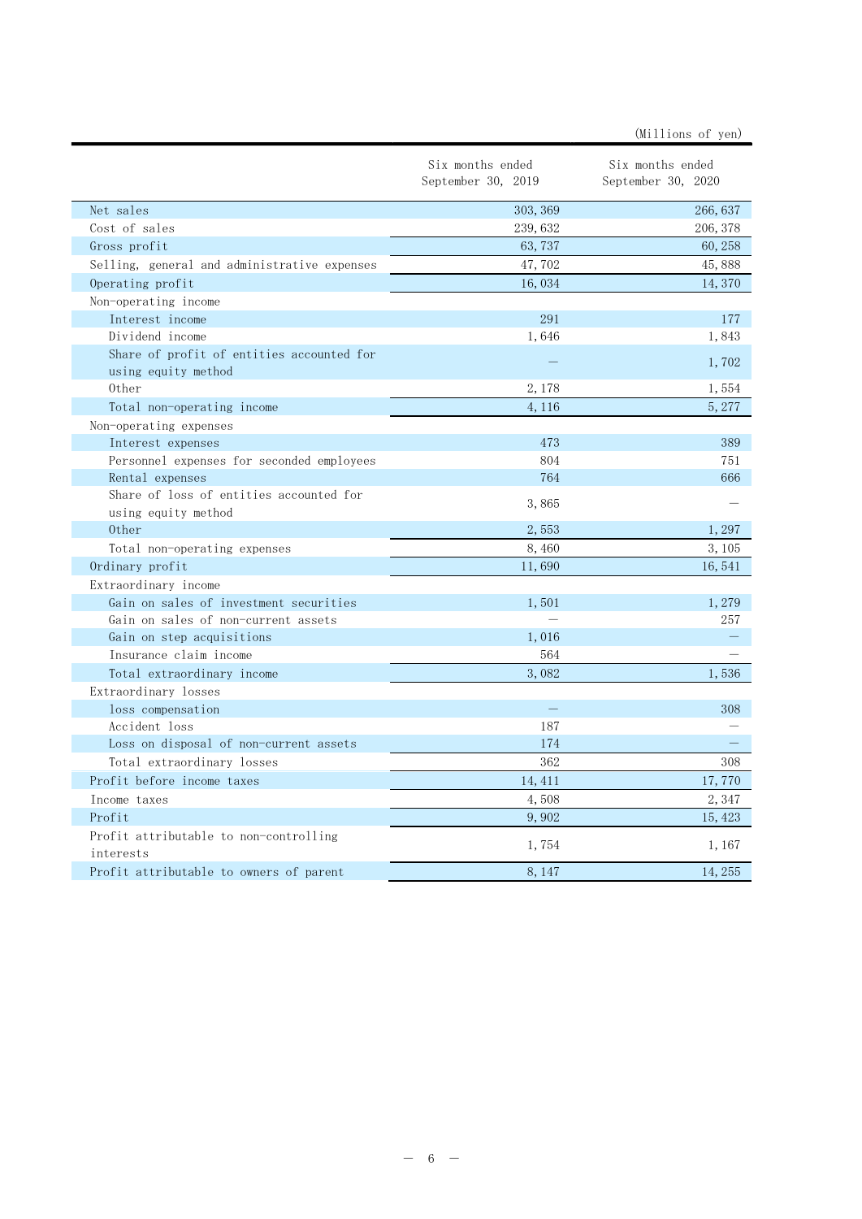(Millions of yen)

| | Six months ended September 30, 2019 | Six months ended September 30, 2020 |
|---|---|---|
| Net sales | 303,369 | 266,637 |
| Cost of sales | 239,632 | 206,378 |
| Gross profit | 63,737 | 60,258 |
| Selling, general and administrative expenses | 47,702 | 45,888 |
| Operating profit | 16,034 | 14,370 |
| Non-operating income | | |
| Interest income | 291 | 177 |
| Dividend income | 1,646 | 1,843 |
| Share of profit of entities accounted for using equity method | — | 1,702 |
| Other | 2,178 | 1,554 |
| Total non-operating income | 4,116 | 5,277 |
| Non-operating expenses | | |
| Interest expenses | 473 | 389 |
| Personnel expenses for seconded employees | 804 | 751 |
| Rental expenses | 764 | 666 |
| Share of loss of entities accounted for using equity method | 3,865 | — |
| Other | 2,553 | 1,297 |
| Total non-operating expenses | 8,460 | 3,105 |
| Ordinary profit | 11,690 | 16,541 |
| Extraordinary income | | |
| Gain on sales of investment securities | 1,501 | 1,279 |
| Gain on sales of non-current assets | — | 257 |
| Gain on step acquisitions | 1,016 | — |
| Insurance claim income | 564 | — |
| Total extraordinary income | 3,082 | 1,536 |
| Extraordinary losses | | |
| loss compensation | — | 308 |
| Accident loss | 187 | — |
| Loss on disposal of non-current assets | 174 | — |
| Total extraordinary losses | 362 | 308 |
| Profit before income taxes | 14,411 | 17,770 |
| Income taxes | 4,508 | 2,347 |
| Profit | 9,902 | 15,423 |
| Profit attributable to non-controlling interests | 1,754 | 1,167 |
| Profit attributable to owners of parent | 8,147 | 14,255 |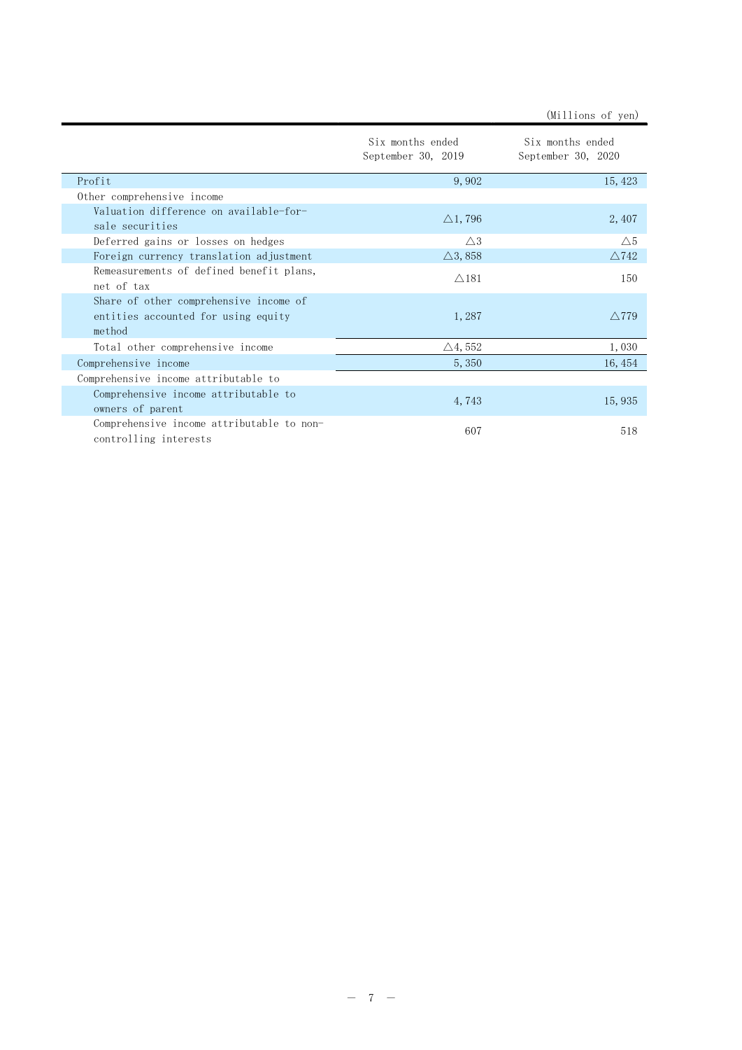(Millions of yen)

| | Six months ended September 30, 2019 | Six months ended September 30, 2020 |
|---|---|---|
| Profit | 9,902 | 15,423 |
| Other comprehensive income | | |
| Valuation difference on available-for-sale securities | △1,796 | 2,407 |
| Deferred gains or losses on hedges | △3 | △5 |
| Foreign currency translation adjustment | △3,858 | △742 |
| Remeasurements of defined benefit plans, net of tax | △181 | 150 |
| Share of other comprehensive income of entities accounted for using equity method | 1,287 | △779 |
| Total other comprehensive income | △4,552 | 1,030 |
| Comprehensive income | 5,350 | 16,454 |
| Comprehensive income attributable to | | |
| Comprehensive income attributable to owners of parent | 4,743 | 15,935 |
| Comprehensive income attributable to non-controlling interests | 607 | 518 |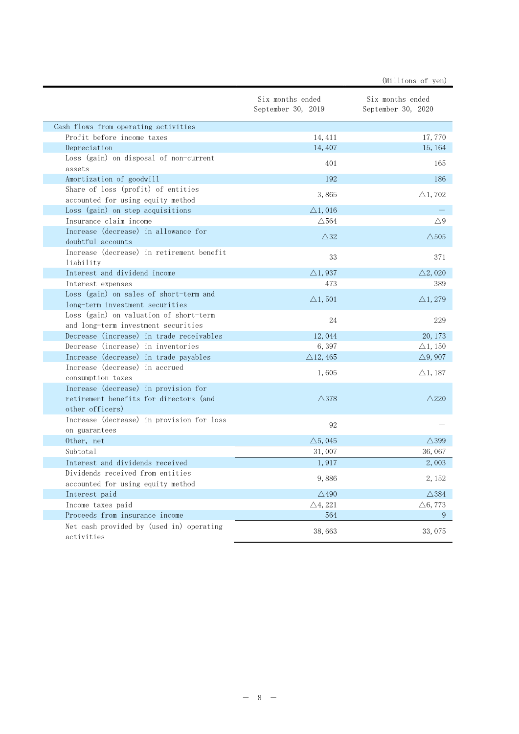(Millions of yen)

| | Six months ended September 30, 2019 | Six months ended September 30, 2020 |
|---|---|---|
| Cash flows from operating activities | | |
| Profit before income taxes | 14,411 | 17,770 |
| Depreciation | 14,407 | 15,164 |
| Loss (gain) on disposal of non-current assets | 401 | 165 |
| Amortization of goodwill | 192 | 186 |
| Share of loss (profit) of entities accounted for using equity method | 3,865 | △1,702 |
| Loss (gain) on step acquisitions | △1,016 | － |
| Insurance claim income | △564 | △9 |
| Increase (decrease) in allowance for doubtful accounts | △32 | △505 |
| Increase (decrease) in retirement benefit liability | 33 | 371 |
| Interest and dividend income | △1,937 | △2,020 |
| Interest expenses | 473 | 389 |
| Loss (gain) on sales of short-term and long-term investment securities | △1,501 | △1,279 |
| Loss (gain) on valuation of short-term and long-term investment securities | 24 | 229 |
| Decrease (increase) in trade receivables | 12,044 | 20,173 |
| Decrease (increase) in inventories | 6,397 | △1,150 |
| Increase (decrease) in trade payables | △12,465 | △9,907 |
| Increase (decrease) in accrued consumption taxes | 1,605 | △1,187 |
| Increase (decrease) in provision for retirement benefits for directors (and other officers) | △378 | △220 |
| Increase (decrease) in provision for loss on guarantees | 92 | － |
| Other, net | △5,045 | △399 |
| Subtotal | 31,007 | 36,067 |
| Interest and dividends received | 1,917 | 2,003 |
| Dividends received from entities accounted for using equity method | 9,886 | 2,152 |
| Interest paid | △490 | △384 |
| Income taxes paid | △4,221 | △6,773 |
| Proceeds from insurance income | 564 | 9 |
| Net cash provided by (used in) operating activities | 38,663 | 33,075 |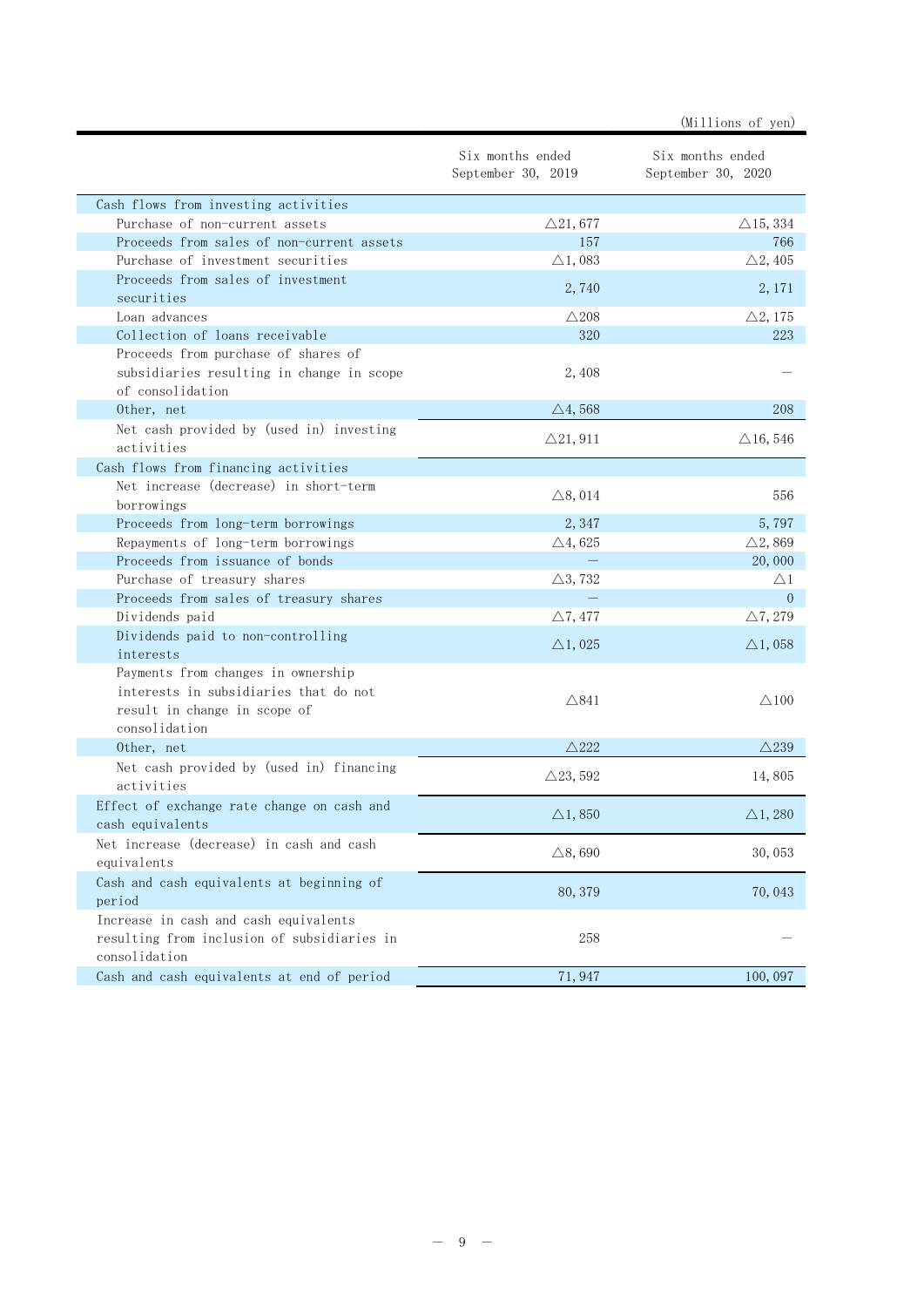(Millions of yen)

| | Six months ended September 30, 2019 | Six months ended September 30, 2020 |
|---|---|---|
| Cash flows from investing activities | | |
| Purchase of non-current assets | △21,677 | △15,334 |
| Proceeds from sales of non-current assets | 157 | 766 |
| Purchase of investment securities | △1,083 | △2,405 |
| Proceeds from sales of investment securities | 2,740 | 2,171 |
| Loan advances | △208 | △2,175 |
| Collection of loans receivable | 320 | 223 |
| Proceeds from purchase of shares of subsidiaries resulting in change in scope of consolidation | 2,408 | — |
| Other, net | △4,568 | 208 |
| Net cash provided by (used in) investing activities | △21,911 | △16,546 |
| Cash flows from financing activities | | |
| Net increase (decrease) in short-term borrowings | △8,014 | 556 |
| Proceeds from long-term borrowings | 2,347 | 5,797 |
| Repayments of long-term borrowings | △4,625 | △2,869 |
| Proceeds from issuance of bonds | — | 20,000 |
| Purchase of treasury shares | △3,732 | △1 |
| Proceeds from sales of treasury shares | — | 0 |
| Dividends paid | △7,477 | △7,279 |
| Dividends paid to non-controlling interests | △1,025 | △1,058 |
| Payments from changes in ownership interests in subsidiaries that do not result in change in scope of consolidation | △841 | △100 |
| Other, net | △222 | △239 |
| Net cash provided by (used in) financing activities | △23,592 | 14,805 |
| Effect of exchange rate change on cash and cash equivalents | △1,850 | △1,280 |
| Net increase (decrease) in cash and cash equivalents | △8,690 | 30,053 |
| Cash and cash equivalents at beginning of period | 80,379 | 70,043 |
| Increase in cash and cash equivalents resulting from inclusion of subsidiaries in consolidation | 258 | — |
| Cash and cash equivalents at end of period | 71,947 | 100,097 |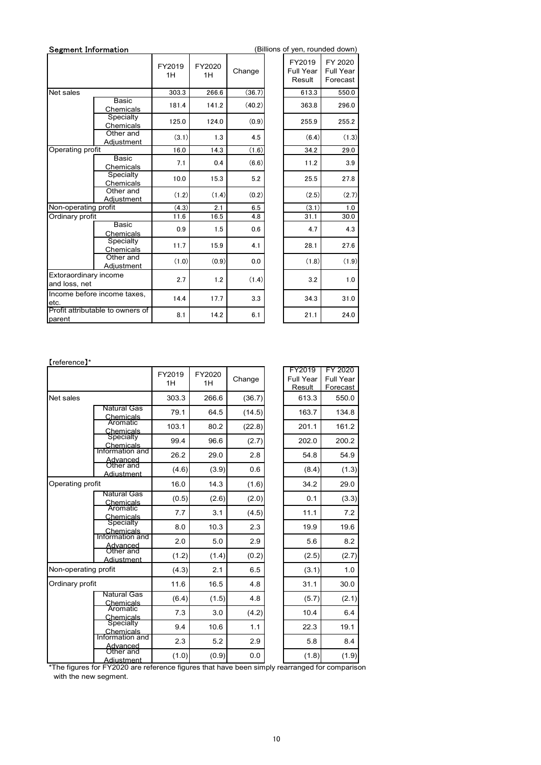## Segment Information

(Billions of yen, rounded down)

| | | FY2019 1H | FY2020 1H | Change | FY2019 Full Year Result | FY 2020 Full Year Forecast |
|---|---|---|---|---|---|---|
| Net sales | | 303.3 | 266.6 | (36.7) | 613.3 | 550.0 |
| | Basic Chemicals | 181.4 | 141.2 | (40.2) | 363.8 | 296.0 |
| | Specialty Chemicals | 125.0 | 124.0 | (0.9) | 255.9 | 255.2 |
| | Other and Adjustment | (3.1) | 1.3 | 4.5 | (6.4) | (1.3) |
| Operating profit | | 16.0 | 14.3 | (1.6) | 34.2 | 29.0 |
| | Basic Chemicals | 7.1 | 0.4 | (6.6) | 11.2 | 3.9 |
| | Specialty Chemicals | 10.0 | 15.3 | 5.2 | 25.5 | 27.8 |
| | Other and Adjustment | (1.2) | (1.4) | (0.2) | (2.5) | (2.7) |
| Non-operating profit | | (4.3) | 2.1 | 6.5 | (3.1) | 1.0 |
| Ordinary profit | | 11.6 | 16.5 | 4.8 | 31.1 | 30.0 |
| | Basic Chemicals | 0.9 | 1.5 | 0.6 | 4.7 | 4.3 |
| | Specialty Chemicals | 11.7 | 15.9 | 4.1 | 28.1 | 27.6 |
| | Other and Adjustment | (1.0) | (0.9) | 0.0 | (1.8) | (1.9) |
| Extoraordinary income and loss, net | | 2.7 | 1.2 | (1.4) | 3.2 | 1.0 |
| Income before income taxes, etc. | | 14.4 | 17.7 | 3.3 | 34.3 | 31.0 |
| Profit attributable to owners of parent | | 8.1 | 14.2 | 6.1 | 21.1 | 24.0 |

【reference】*

| | | FY2019 1H | FY2020 1H | Change | FY2019 Full Year Result | FY 2020 Full Year Forecast |
|---|---|---|---|---|---|---|
| Net sales | | 303.3 | 266.6 | (36.7) | 613.3 | 550.0 |
| | Natural Gas Chemicals | 79.1 | 64.5 | (14.5) | 163.7 | 134.8 |
| | Aromatic Chemicals | 103.1 | 80.2 | (22.8) | 201.1 | 161.2 |
| | Specialty Chemicals | 99.4 | 96.6 | (2.7) | 202.0 | 200.2 |
| | Information and Advanced | 26.2 | 29.0 | 2.8 | 54.8 | 54.9 |
| | Other and Adjustment | (4.6) | (3.9) | 0.6 | (8.4) | (1.3) |
| Operating profit | | 16.0 | 14.3 | (1.6) | 34.2 | 29.0 |
| | Natural Gas Chemicals | (0.5) | (2.6) | (2.0) | 0.1 | (3.3) |
| | Aromatic Chemicals | 7.7 | 3.1 | (4.5) | 11.1 | 7.2 |
| | Specialty Chemicals | 8.0 | 10.3 | 2.3 | 19.9 | 19.6 |
| | Information and Advanced | 2.0 | 5.0 | 2.9 | 5.6 | 8.2 |
| | Other and Adjustment | (1.2) | (1.4) | (0.2) | (2.5) | (2.7) |
| Non-operating profit | | (4.3) | 2.1 | 6.5 | (3.1) | 1.0 |
| Ordinary profit | | 11.6 | 16.5 | 4.8 | 31.1 | 30.0 |
| | Natural Gas Chemicals | (6.4) | (1.5) | 4.8 | (5.7) | (2.1) |
| | Aromatic Chemicals | 7.3 | 3.0 | (4.2) | 10.4 | 6.4 |
| | Specialty Chemicals | 9.4 | 10.6 | 1.1 | 22.3 | 19.1 |
| | Information and Advanced | 2.3 | 5.2 | 2.9 | 5.8 | 8.4 |
| | Other and Adjustment | (1.0) | (0.9) | 0.0 | (1.8) | (1.9) |

*The figures for FY2020 are reference figures that have been simply rearranged for comparison with the new segment.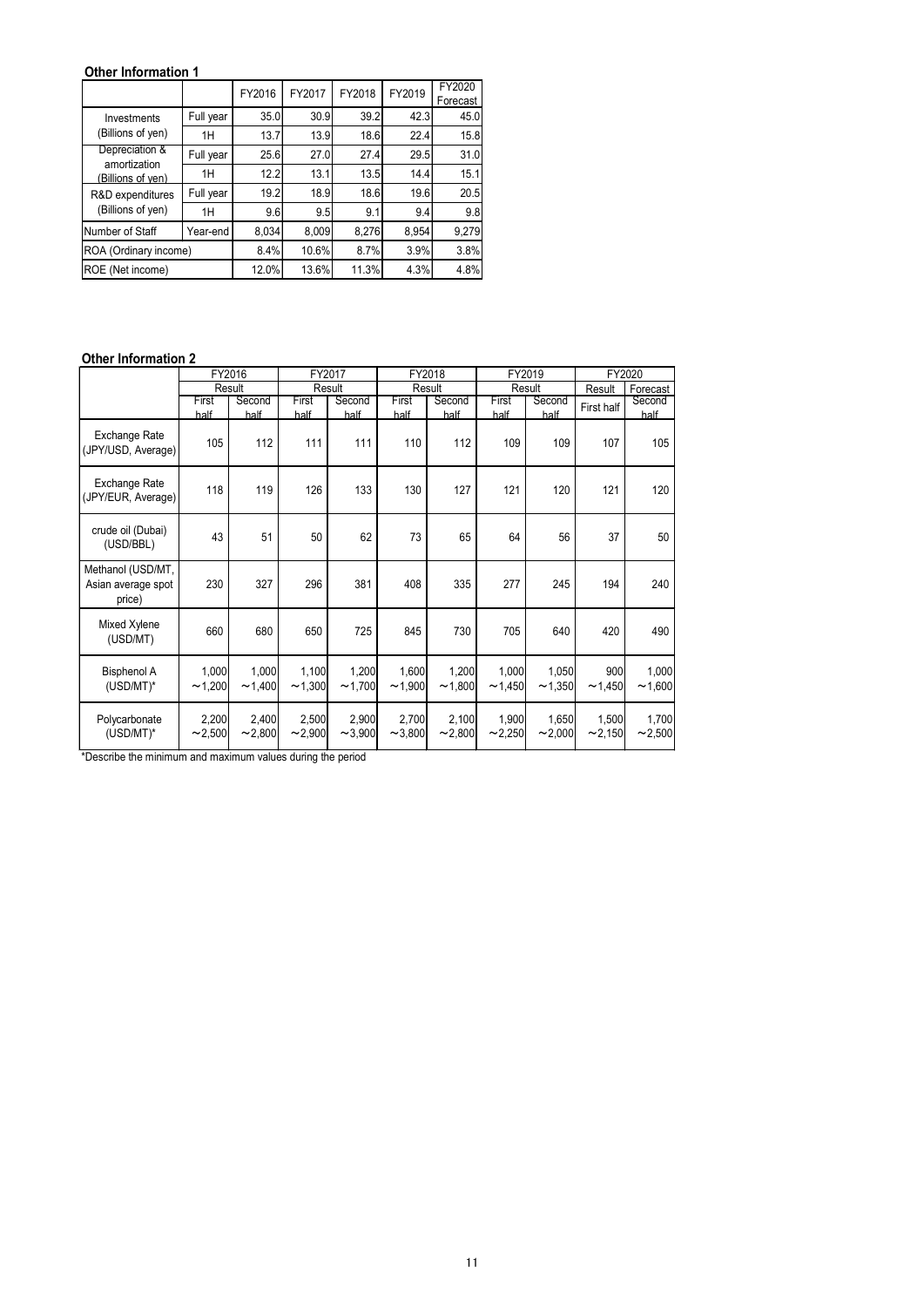**Other Information 1**

| | | FY2016 | FY2017 | FY2018 | FY2019 | FY2020 Forecast |
|---|---|---|---|---|---|---|
| Investments (Billions of yen) | Full year | 35.0 | 30.9 | 39.2 | 42.3 | 45.0 |
| | 1H | 13.7 | 13.9 | 18.6 | 22.4 | 15.8 |
| Depreciation & amortization (Billions of yen) | Full year | 25.6 | 27.0 | 27.4 | 29.5 | 31.0 |
| | 1H | 12.2 | 13.1 | 13.5 | 14.4 | 15.1 |
| R&D expenditures (Billions of yen) | Full year | 19.2 | 18.9 | 18.6 | 19.6 | 20.5 |
| | 1H | 9.6 | 9.5 | 9.1 | 9.4 | 9.8 |
| Number of Staff | Year-end | 8,034 | 8,009 | 8,276 | 8,954 | 9,279 |
| ROA (Ordinary income) | | 8.4% | 10.6% | 8.7% | 3.9% | 3.8% |
| ROE (Net income) | | 12.0% | 13.6% | 11.3% | 4.3% | 4.8% |

**Other Information 2**

| | FY2016 | | FY2017 | | FY2018 | | FY2019 | | FY2020 | |
|---|---|---|---|---|---|---|---|---|---|---|
| | Result | | Result | | Result | | Result | | Result | Forecast |
| | First half | Second half | First half | Second half | First half | Second half | First half | Second half | First half | Second half |
| Exchange Rate (JPY/USD, Average) | 105 | 112 | 111 | 111 | 110 | 112 | 109 | 109 | 107 | 105 |
| Exchange Rate (JPY/EUR, Average) | 118 | 119 | 126 | 133 | 130 | 127 | 121 | 120 | 121 | 120 |
| crude oil (Dubai) (USD/BBL) | 43 | 51 | 50 | 62 | 73 | 65 | 64 | 56 | 37 | 50 |
| Methanol (USD/MT, Asian average spot price) | 230 | 327 | 296 | 381 | 408 | 335 | 277 | 245 | 194 | 240 |
| Mixed Xylene (USD/MT) | 660 | 680 | 650 | 725 | 845 | 730 | 705 | 640 | 420 | 490 |
| Bisphenol A (USD/MT)* | 1,000 ～1,200 | 1,000 ～1,400 | 1,100 ～1,300 | 1,200 ～1,700 | 1,600 ～1,900 | 1,200 ～1,800 | 1,000 ～1,450 | 1,050 ～1,350 | 900 ～1,450 | 1,000 ～1,600 |
| Polycarbonate (USD/MT)* | 2,200 ～2,500 | 2,400 ～2,800 | 2,500 ～2,900 | 2,900 ～3,900 | 2,700 ～3,800 | 2,100 ～2,800 | 1,900 ～2,250 | 1,650 ～2,000 | 1,500 ～2,150 | 1,700 ～2,500 |

*Describe the minimum and maximum values during the period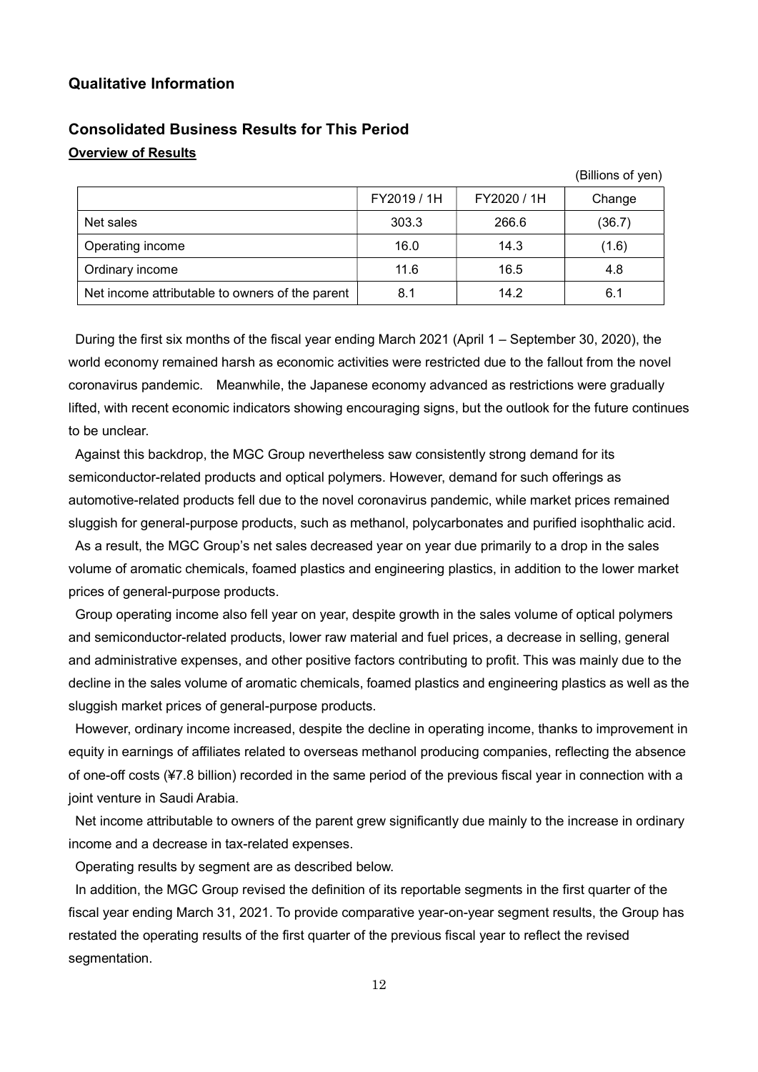## Qualitative Information

## Consolidated Business Results for This Period

**Overview of Results**

(Billions of yen)

| | FY2019 / 1H | FY2020 / 1H | Change |
|---|---|---|---|
| Net sales | 303.3 | 266.6 | (36.7) |
| Operating income | 16.0 | 14.3 | (1.6) |
| Ordinary income | 11.6 | 16.5 | 4.8 |
| Net income attributable to owners of the parent | 8.1 | 14.2 | 6.1 |

During the first six months of the fiscal year ending March 2021 (April 1 – September 30, 2020), the world economy remained harsh as economic activities were restricted due to the fallout from the novel coronavirus pandemic. Meanwhile, the Japanese economy advanced as restrictions were gradually lifted, with recent economic indicators showing encouraging signs, but the outlook for the future continues to be unclear.

Against this backdrop, the MGC Group nevertheless saw consistently strong demand for its semiconductor-related products and optical polymers. However, demand for such offerings as automotive-related products fell due to the novel coronavirus pandemic, while market prices remained sluggish for general-purpose products, such as methanol, polycarbonates and purified isophthalic acid.

As a result, the MGC Group's net sales decreased year on year due primarily to a drop in the sales volume of aromatic chemicals, foamed plastics and engineering plastics, in addition to the lower market prices of general-purpose products.

Group operating income also fell year on year, despite growth in the sales volume of optical polymers and semiconductor-related products, lower raw material and fuel prices, a decrease in selling, general and administrative expenses, and other positive factors contributing to profit. This was mainly due to the decline in the sales volume of aromatic chemicals, foamed plastics and engineering plastics as well as the sluggish market prices of general-purpose products.

However, ordinary income increased, despite the decline in operating income, thanks to improvement in equity in earnings of affiliates related to overseas methanol producing companies, reflecting the absence of one-off costs (¥7.8 billion) recorded in the same period of the previous fiscal year in connection with a joint venture in Saudi Arabia.

Net income attributable to owners of the parent grew significantly due mainly to the increase in ordinary income and a decrease in tax-related expenses.

Operating results by segment are as described below.

In addition, the MGC Group revised the definition of its reportable segments in the first quarter of the fiscal year ending March 31, 2021. To provide comparative year-on-year segment results, the Group has restated the operating results of the first quarter of the previous fiscal year to reflect the revised segmentation.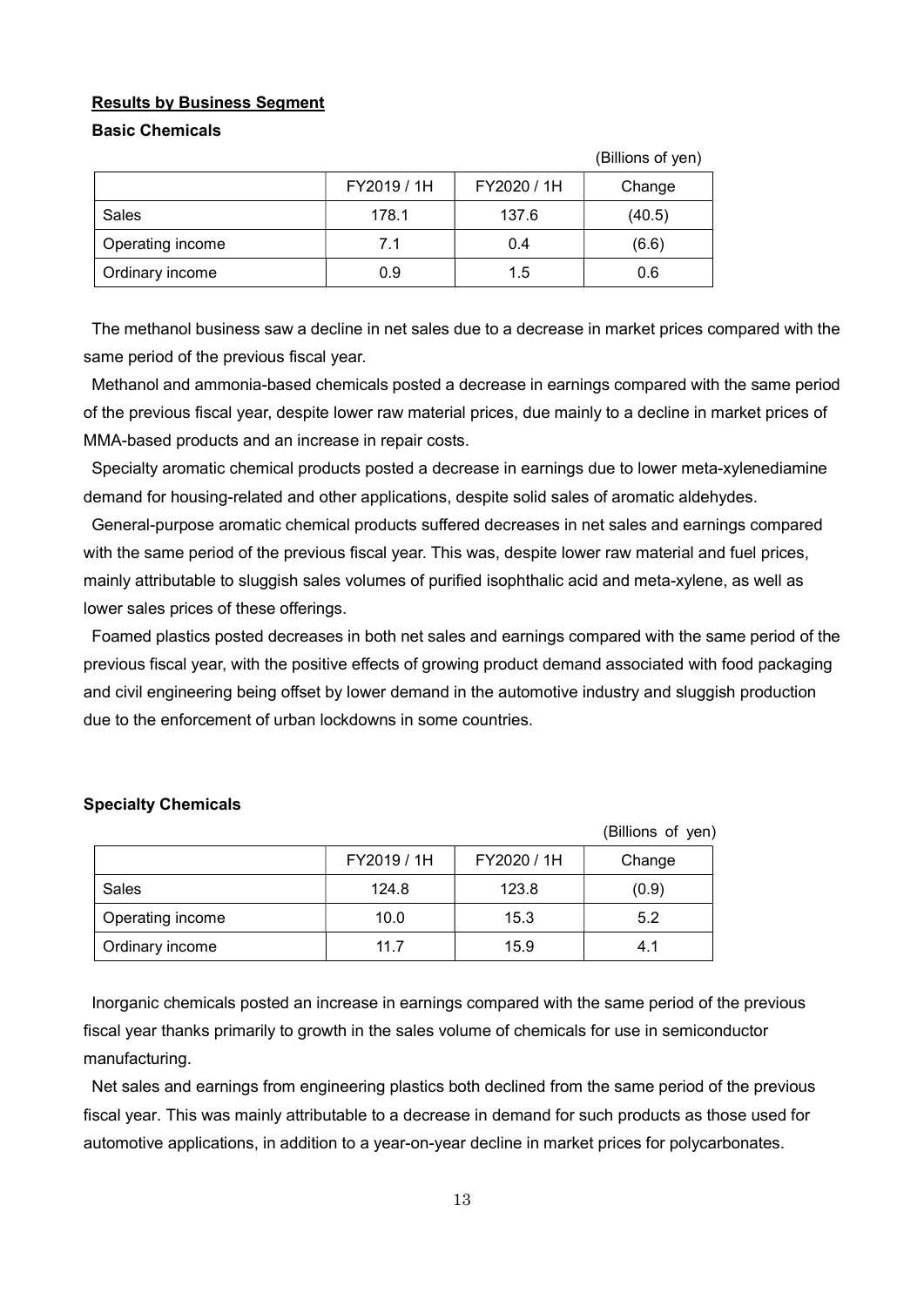## Results by Business Segment

### Basic Chemicals

(Billions of yen)

| | FY2019 / 1H | FY2020 / 1H | Change |
|---|---|---|---|
| Sales | 178.1 | 137.6 | (40.5) |
| Operating income | 7.1 | 0.4 | (6.6) |
| Ordinary income | 0.9 | 1.5 | 0.6 |

The methanol business saw a decline in net sales due to a decrease in market prices compared with the same period of the previous fiscal year.

Methanol and ammonia-based chemicals posted a decrease in earnings compared with the same period of the previous fiscal year, despite lower raw material prices, due mainly to a decline in market prices of MMA-based products and an increase in repair costs.

Specialty aromatic chemical products posted a decrease in earnings due to lower meta-xylenediamine demand for housing-related and other applications, despite solid sales of aromatic aldehydes.

General-purpose aromatic chemical products suffered decreases in net sales and earnings compared with the same period of the previous fiscal year. This was, despite lower raw material and fuel prices, mainly attributable to sluggish sales volumes of purified isophthalic acid and meta-xylene, as well as lower sales prices of these offerings.

Foamed plastics posted decreases in both net sales and earnings compared with the same period of the previous fiscal year, with the positive effects of growing product demand associated with food packaging and civil engineering being offset by lower demand in the automotive industry and sluggish production due to the enforcement of urban lockdowns in some countries.

### Specialty Chemicals

(Billions of yen)

| | FY2019 / 1H | FY2020 / 1H | Change |
|---|---|---|---|
| Sales | 124.8 | 123.8 | (0.9) |
| Operating income | 10.0 | 15.3 | 5.2 |
| Ordinary income | 11.7 | 15.9 | 4.1 |

Inorganic chemicals posted an increase in earnings compared with the same period of the previous fiscal year thanks primarily to growth in the sales volume of chemicals for use in semiconductor manufacturing.

Net sales and earnings from engineering plastics both declined from the same period of the previous fiscal year. This was mainly attributable to a decrease in demand for such products as those used for automotive applications, in addition to a year-on-year decline in market prices for polycarbonates.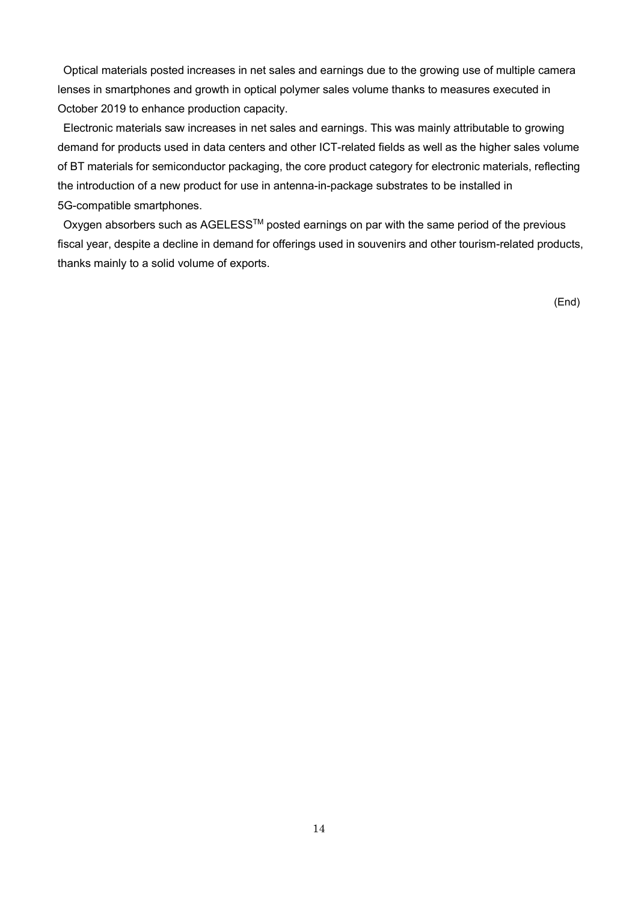Optical materials posted increases in net sales and earnings due to the growing use of multiple camera lenses in smartphones and growth in optical polymer sales volume thanks to measures executed in October 2019 to enhance production capacity.

Electronic materials saw increases in net sales and earnings. This was mainly attributable to growing demand for products used in data centers and other ICT-related fields as well as the higher sales volume of BT materials for semiconductor packaging, the core product category for electronic materials, reflecting the introduction of a new product for use in antenna-in-package substrates to be installed in 5G-compatible smartphones.

Oxygen absorbers such as AGELESS™ posted earnings on par with the same period of the previous fiscal year, despite a decline in demand for offerings used in souvenirs and other tourism-related products, thanks mainly to a solid volume of exports.

(End)